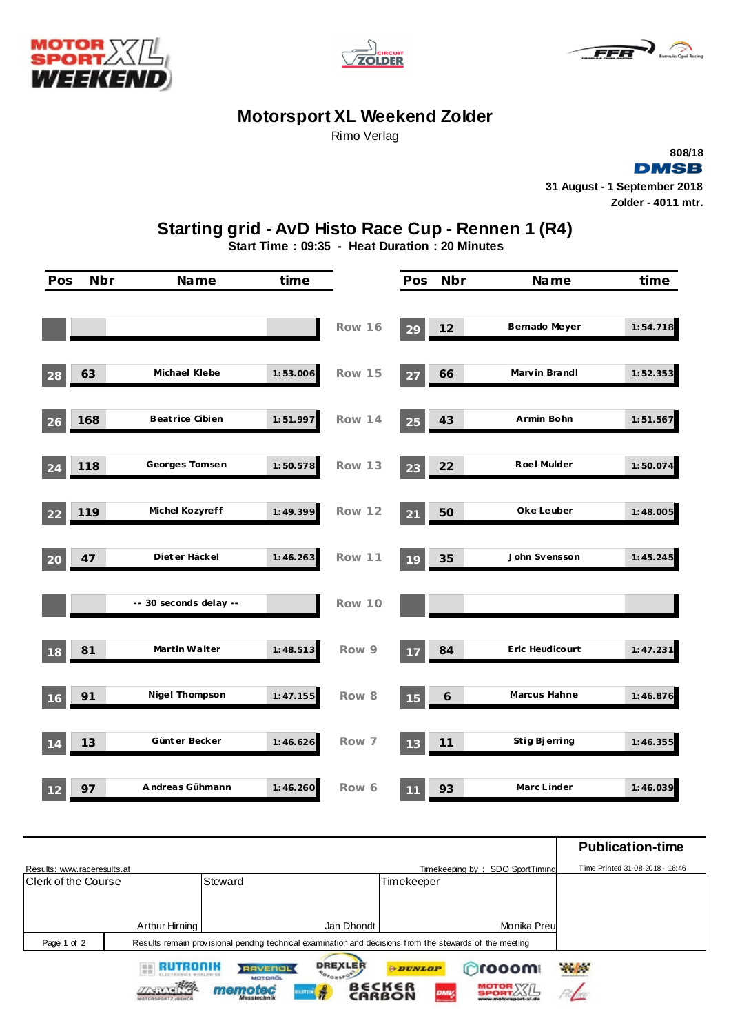# Motorsport XL Weekend Zolder

Rimo Verlag

808/18

DMSB

31 August - 1 September 2018

Zolder - 4011 mtr.

## Starting grid - AvD Histo Race Cup - Rennen 1 (R4)

**Start Time : 09:35 - Heat Duration : 20 Minutes**

| Pos | Nbr | Name | time | | Pos | Nbr | Name | time |
|---|---|---|---|---|---|---|---|---|
| | | | | Row 16 | 29 | 12 | Bernado Meyer | 1:54.718 |
| 28 | 63 | Michael Klebe | 1:53.006 | Row 15 | 27 | 66 | Marvin Brandl | 1:52.353 |
| 26 | 168 | Beatrice Cibien | 1:51.997 | Row 14 | 25 | 43 | Armin Bohn | 1:51.567 |
| 24 | 118 | Georges Tomsen | 1:50.578 | Row 13 | 23 | 22 | Roel Mulder | 1:50.074 |
| 22 | 119 | Michel Kozyreff | 1:49.399 | Row 12 | 21 | 50 | Oke Leuber | 1:48.005 |
| 20 | 47 | Dieter Häckel | 1:46.263 | Row 11 | 19 | 35 | John Svensson | 1:45.245 |
| | | -- 30 seconds delay -- | | Row 10 | | | | |
| 18 | 81 | Martin Walter | 1:48.513 | Row 9 | 17 | 84 | Eric Heudicourt | 1:47.231 |
| 16 | 91 | Nigel Thompson | 1:47.155 | Row 8 | 15 | 6 | Marcus Hahne | 1:46.876 |
| 14 | 13 | Günter Becker | 1:46.626 | Row 7 | 13 | 11 | Stig Bjerring | 1:46.355 |
| 12 | 97 | Andreas Gühmann | 1:46.260 | Row 6 | 11 | 93 | Marc Linder | 1:46.039 |

Results: www.raceresults.at

Timekeeping by : SDO SportTiming

**Publication-time**

Time Printed 31-08-2018 - 16:46

| Clerk of the Course | Steward | Timekeeper |
|---|---|---|
| Arthur Hirning | Jan Dhondt | Monika Preu |

Results remain provisional pending technical examination and decisions from the stewards of the meeting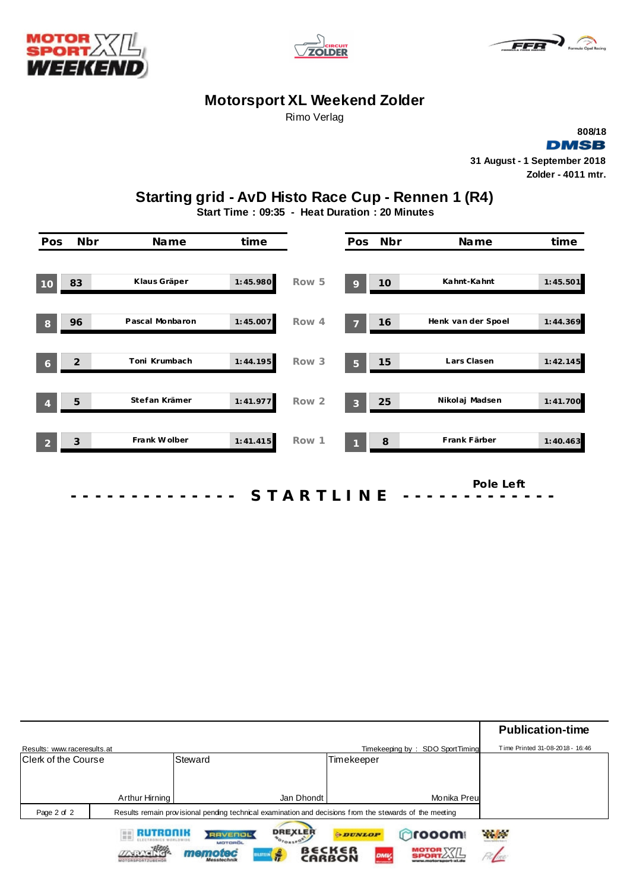# Motorsport XL Weekend Zolder

Rimo Verlag

808/18

DMSB

31 August - 1 September 2018

Zolder - 4011 mtr.

## Starting grid - AvD Histo Race Cup - Rennen 1 (R4)

**Start Time : 09:35 - Heat Duration : 20 Minutes**

| Pos | Nbr | Name | time | | Pos | Nbr | Name | time |
|---|---|---|---|---|---|---|---|---|
| 10 | 83 | Klaus Gräper | 1:45.980 | Row 5 | 9 | 10 | Kahnt-Kahnt | 1:45.501 |
| 8 | 96 | Pascal Monbaron | 1:45.007 | Row 4 | 7 | 16 | Henk van der Spoel | 1:44.369 |
| 6 | 2 | Toni Krumbach | 1:44.195 | Row 3 | 5 | 15 | Lars Clasen | 1:42.145 |
| 4 | 5 | Stefan Krämer | 1:41.977 | Row 2 | 3 | 25 | Nikolaj Madsen | 1:41.700 |
| 2 | 3 | Frank Wolber | 1:41.415 | Row 1 | 1 | 8 | Frank Färber | 1:40.463 |

Pole Left

- - - - - - - - - - - - - - **S T A R T L I N E** - - - - - - - - - - - - -

Results: www.raceresults.at

Timekeeping by : SDO SportTiming

**Publication-time**

Time Printed 31-08-2018 - 16:46

| Clerk of the Course | Steward | Timekeeper |
|---|---|---|
| Arthur Hirning | Jan Dhondt | Monika Preu |

Results remain provisional pending technical examination and decisions from the stewards of the meeting